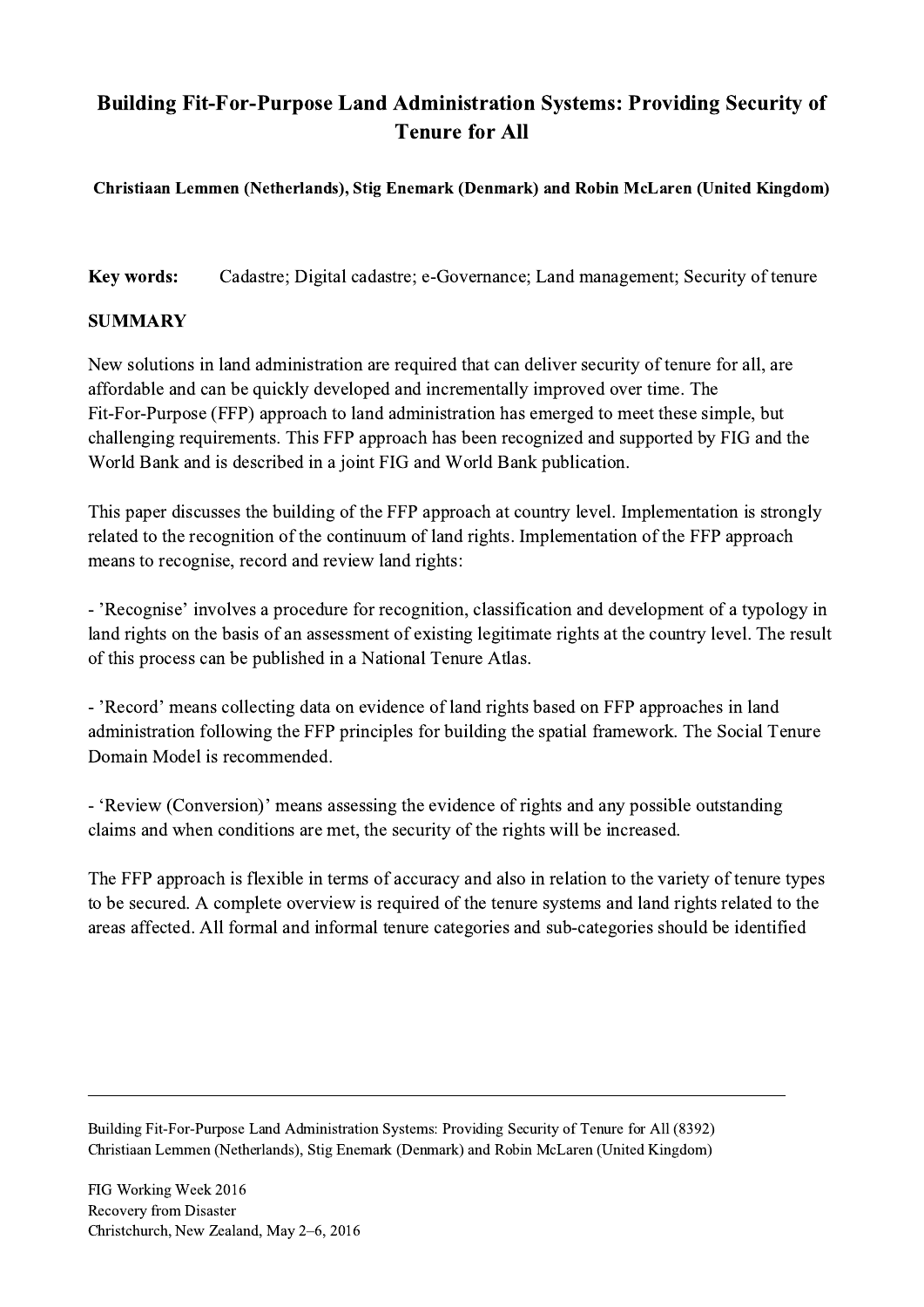# Building Fit-For-Purpose Land Administration Systems: Providing Security of Tenure for All

**Christiaan Lemmen (Netherlands), Stig Enemark (Denmark) and Robin McLaren (United Kingdom)**

**Key words:** Cadastre; Digital cadastre; e-Governance; Land management; Security of tenure

## SUMMARY

New solutions in land administration are required that can deliver security of tenure for all, are affordable and can be quickly developed and incrementally improved over time. The Fit-For-Purpose (FFP) approach to land administration has emerged to meet these simple, but challenging requirements. This FFP approach has been recognized and supported by FIG and the World Bank and is described in a joint FIG and World Bank publication.

This paper discusses the building of the FFP approach at country level. Implementation is strongly related to the recognition of the continuum of land rights. Implementation of the FFP approach means to recognise, record and review land rights:

- 'Recognise' involves a procedure for recognition, classification and development of a typology in land rights on the basis of an assessment of existing legitimate rights at the country level. The result of this process can be published in a National Tenure Atlas.

- 'Record' means collecting data on evidence of land rights based on FFP approaches in land administration following the FFP principles for building the spatial framework. The Social Tenure Domain Model is recommended.

- 'Review (Conversion)' means assessing the evidence of rights and any possible outstanding claims and when conditions are met, the security of the rights will be increased.

The FFP approach is flexible in terms of accuracy and also in relation to the variety of tenure types to be secured. A complete overview is required of the tenure systems and land rights related to the areas affected. All formal and informal tenure categories and sub-categories should be identified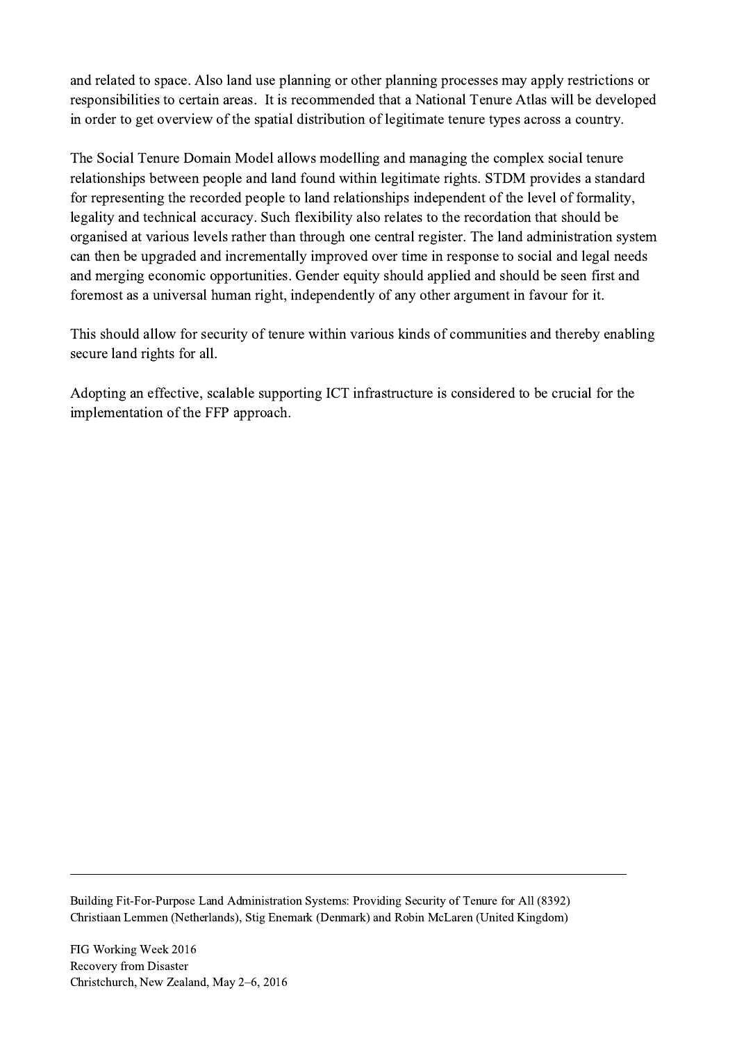and related to space. Also land use planning or other planning processes may apply restrictions or responsibilities to certain areas. It is recommended that a National Tenure Atlas will be developed in order to get overview of the spatial distribution of legitimate tenure types across a country.

The Social Tenure Domain Model allows modelling and managing the complex social tenure relationships between people and land found within legitimate rights. STDM provides a standard for representing the recorded people to land relationships independent of the level of formality, legality and technical accuracy. Such flexibility also relates to the recordation that should be organised at various levels rather than through one central register. The land administration system can then be upgraded and incrementally improved over time in response to social and legal needs and merging economic opportunities. Gender equity should applied and should be seen first and foremost as a universal human right, independently of any other argument in favour for it.

This should allow for security of tenure within various kinds of communities and thereby enabling secure land rights for all.

Adopting an effective, scalable supporting ICT infrastructure is considered to be crucial for the implementation of the FFP approach.